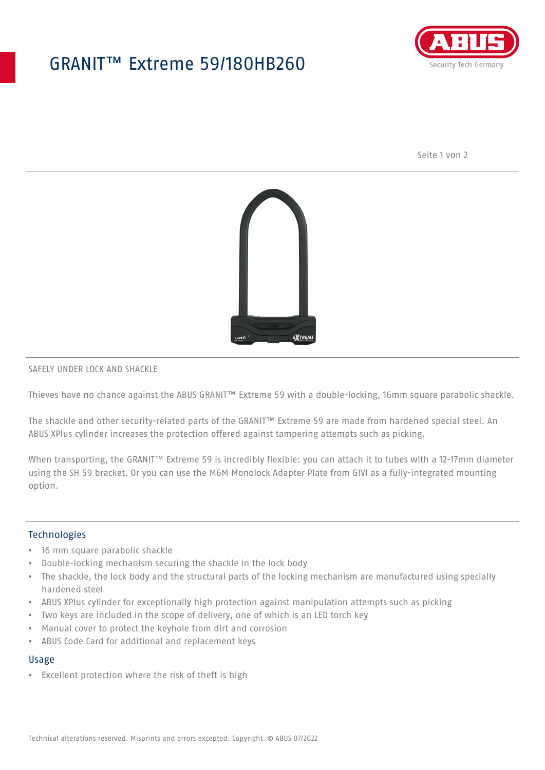# GRANIT™ Extreme 59/180HB260

SAFELY UNDER LOCK AND SHACKLE

Thieves have no chance against the ABUS GRANIT™ Extreme 59 with a double-locking, 16mm square parabolic shackle.

The shackle and other security-related parts of the GRANIT™ Extreme 59 are made from hardened special steel. An ABUS XPlus cylinder increases the protection offered against tampering attempts such as picking.

When transporting, the GRANIT™ Extreme 59 is incredibly flexible: you can attach it to tubes with a 12-17mm diameter using the SH 59 bracket. Or you can use the M6M Monolock Adapter Plate from GIVI as a fully-integrated mounting option.

## Technologies

- 16 mm square parabolic shackle
- Double-locking mechanism securing the shackle in the lock body
- The shackle, the lock body and the structural parts of the locking mechanism are manufactured using specially hardened steel
- ABUS XPlus cylinder for exceptionally high protection against manipulation attempts such as picking
- Two keys are included in the scope of delivery, one of which is an LED torch key
- Manual cover to protect the keyhole from dirt and corrosion
- ABUS Code Card for additional and replacement keys

## Usage

- Excellent protection where the risk of theft is high

Technical alterations reserved. Misprints and errors excepted. Copyright. © ABUS 07/2022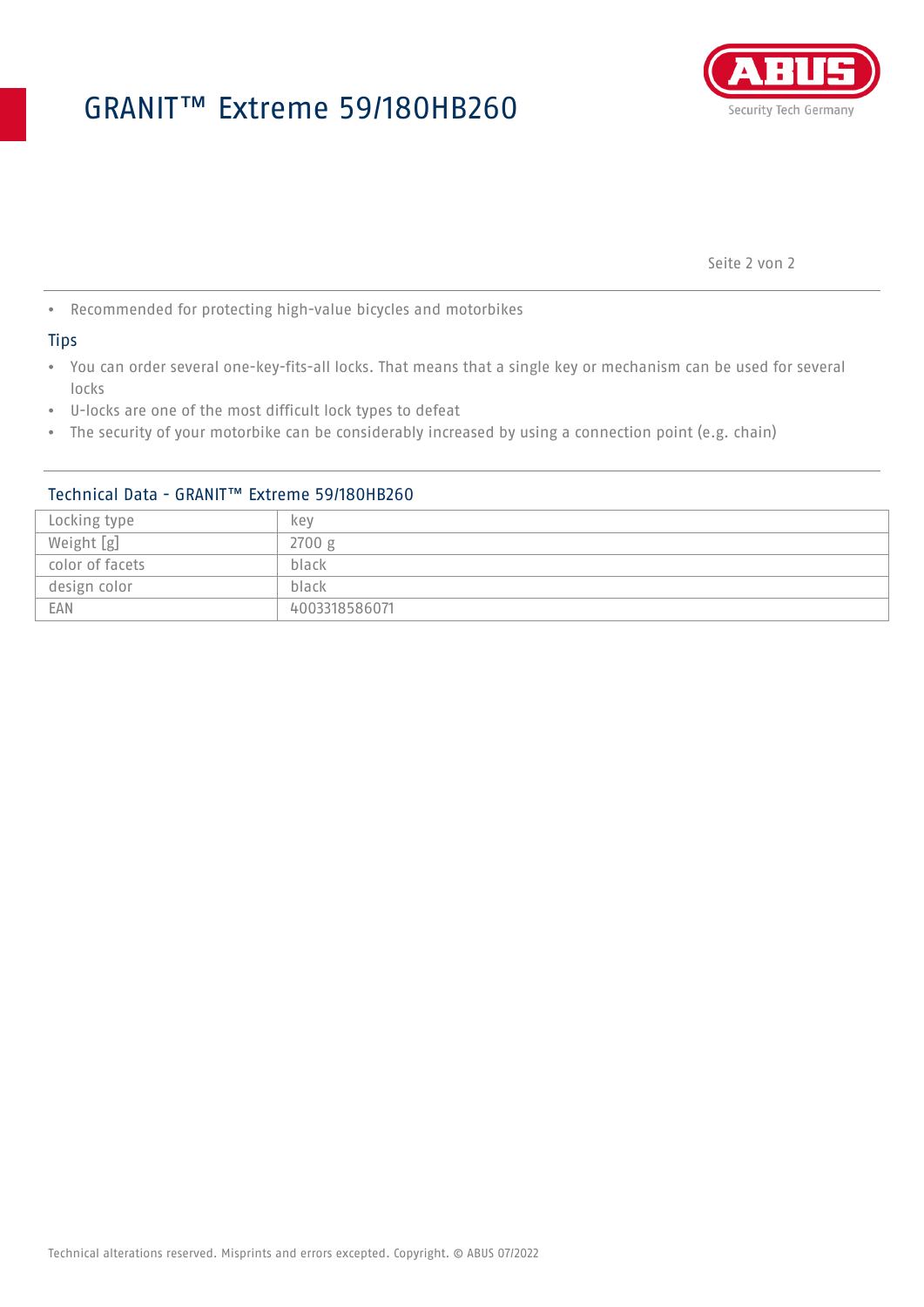- Recommended for protecting high-value bicycles and motorbikes

## Tips

- You can order several one-key-fits-all locks. That means that a single key or mechanism can be used for several locks
- U-locks are one of the most difficult lock types to defeat
- The security of your motorbike can be considerably increased by using a connection point (e.g. chain)

## Technical Data - GRANIT™ Extreme 59/180HB260

| | |
|---|---|
| Locking type | key |
| Weight [g] | 2700 g |
| color of facets | black |
| design color | black |
| EAN | 4003318586071 |

Technical alterations reserved. Misprints and errors excepted. Copyright. © ABUS 07/2022